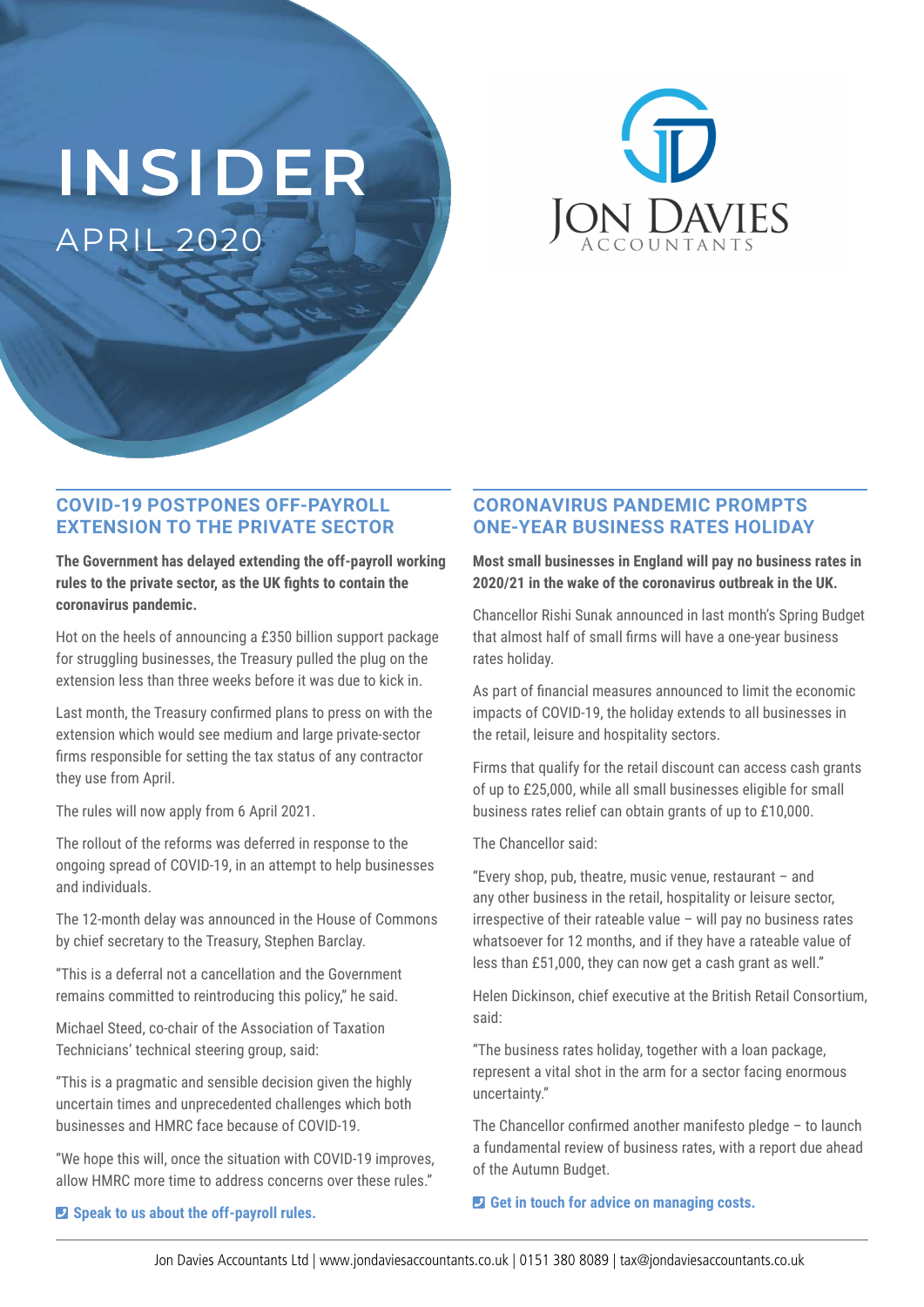# INSIDER

APRIL 2020

JON DAVIES ACCOUNTANTS

## COVID-19 POSTPONES OFF-PAYROLL EXTENSION TO THE PRIVATE SECTOR

**The Government has delayed extending the off-payroll working rules to the private sector, as the UK fights to contain the coronavirus pandemic.**

Hot on the heels of announcing a £350 billion support package for struggling businesses, the Treasury pulled the plug on the extension less than three weeks before it was due to kick in.

Last month, the Treasury confirmed plans to press on with the extension which would see medium and large private-sector firms responsible for setting the tax status of any contractor they use from April.

The rules will now apply from 6 April 2021.

The rollout of the reforms was deferred in response to the ongoing spread of COVID-19, in an attempt to help businesses and individuals.

The 12-month delay was announced in the House of Commons by chief secretary to the Treasury, Stephen Barclay.

"This is a deferral not a cancellation and the Government remains committed to reintroducing this policy," he said.

Michael Steed, co-chair of the Association of Taxation Technicians' technical steering group, said:

"This is a pragmatic and sensible decision given the highly uncertain times and unprecedented challenges which both businesses and HMRC face because of COVID-19.

"We hope this will, once the situation with COVID-19 improves, allow HMRC more time to address concerns over these rules."

**Speak to us about the off-payroll rules.**

## CORONAVIRUS PANDEMIC PROMPTS ONE-YEAR BUSINESS RATES HOLIDAY

**Most small businesses in England will pay no business rates in 2020/21 in the wake of the coronavirus outbreak in the UK.**

Chancellor Rishi Sunak announced in last month's Spring Budget that almost half of small firms will have a one-year business rates holiday.

As part of financial measures announced to limit the economic impacts of COVID-19, the holiday extends to all businesses in the retail, leisure and hospitality sectors.

Firms that qualify for the retail discount can access cash grants of up to £25,000, while all small businesses eligible for small business rates relief can obtain grants of up to £10,000.

The Chancellor said:

"Every shop, pub, theatre, music venue, restaurant – and any other business in the retail, hospitality or leisure sector, irrespective of their rateable value – will pay no business rates whatsoever for 12 months, and if they have a rateable value of less than £51,000, they can now get a cash grant as well."

Helen Dickinson, chief executive at the British Retail Consortium, said:

"The business rates holiday, together with a loan package, represent a vital shot in the arm for a sector facing enormous uncertainty."

The Chancellor confirmed another manifesto pledge – to launch a fundamental review of business rates, with a report due ahead of the Autumn Budget.

**Get in touch for advice on managing costs.**

Jon Davies Accountants Ltd | www.jondaviesaccountants.co.uk | 0151 380 8089 | tax@jondaviesaccountants.co.uk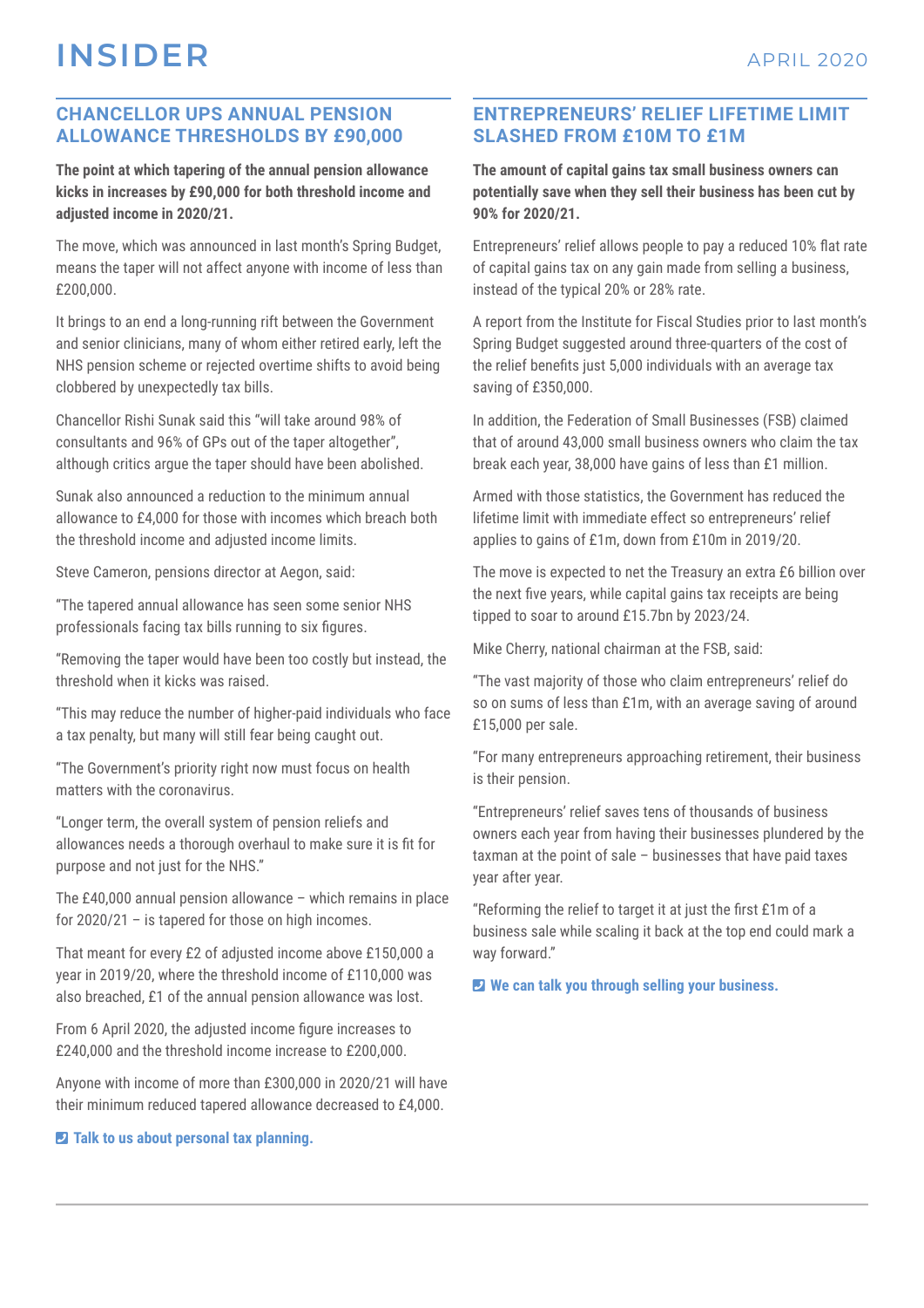## CHANCELLOR UPS ANNUAL PENSION ALLOWANCE THRESHOLDS BY £90,000

**The point at which tapering of the annual pension allowance kicks in increases by £90,000 for both threshold income and adjusted income in 2020/21.**

The move, which was announced in last month's Spring Budget, means the taper will not affect anyone with income of less than £200,000.

It brings to an end a long-running rift between the Government and senior clinicians, many of whom either retired early, left the NHS pension scheme or rejected overtime shifts to avoid being clobbered by unexpectedly tax bills.

Chancellor Rishi Sunak said this "will take around 98% of consultants and 96% of GPs out of the taper altogether", although critics argue the taper should have been abolished.

Sunak also announced a reduction to the minimum annual allowance to £4,000 for those with incomes which breach both the threshold income and adjusted income limits.

Steve Cameron, pensions director at Aegon, said:

"The tapered annual allowance has seen some senior NHS professionals facing tax bills running to six figures.

"Removing the taper would have been too costly but instead, the threshold when it kicks was raised.

"This may reduce the number of higher-paid individuals who face a tax penalty, but many will still fear being caught out.

"The Government's priority right now must focus on health matters with the coronavirus.

"Longer term, the overall system of pension reliefs and allowances needs a thorough overhaul to make sure it is fit for purpose and not just for the NHS."

The £40,000 annual pension allowance – which remains in place for 2020/21 – is tapered for those on high incomes.

That meant for every £2 of adjusted income above £150,000 a year in 2019/20, where the threshold income of £110,000 was also breached, £1 of the annual pension allowance was lost.

From 6 April 2020, the adjusted income figure increases to £240,000 and the threshold income increase to £200,000.

Anyone with income of more than £300,000 in 2020/21 will have their minimum reduced tapered allowance decreased to £4,000.

**Talk to us about personal tax planning.**

## ENTREPRENEURS' RELIEF LIFETIME LIMIT SLASHED FROM £10M TO £1M

**The amount of capital gains tax small business owners can potentially save when they sell their business has been cut by 90% for 2020/21.**

Entrepreneurs' relief allows people to pay a reduced 10% flat rate of capital gains tax on any gain made from selling a business, instead of the typical 20% or 28% rate.

A report from the Institute for Fiscal Studies prior to last month's Spring Budget suggested around three-quarters of the cost of the relief benefits just 5,000 individuals with an average tax saving of £350,000.

In addition, the Federation of Small Businesses (FSB) claimed that of around 43,000 small business owners who claim the tax break each year, 38,000 have gains of less than £1 million.

Armed with those statistics, the Government has reduced the lifetime limit with immediate effect so entrepreneurs' relief applies to gains of £1m, down from £10m in 2019/20.

The move is expected to net the Treasury an extra £6 billion over the next five years, while capital gains tax receipts are being tipped to soar to around £15.7bn by 2023/24.

Mike Cherry, national chairman at the FSB, said:

"The vast majority of those who claim entrepreneurs' relief do so on sums of less than £1m, with an average saving of around £15,000 per sale.

"For many entrepreneurs approaching retirement, their business is their pension.

"Entrepreneurs' relief saves tens of thousands of business owners each year from having their businesses plundered by the taxman at the point of sale – businesses that have paid taxes year after year.

"Reforming the relief to target it at just the first £1m of a business sale while scaling it back at the top end could mark a way forward."

**We can talk you through selling your business.**